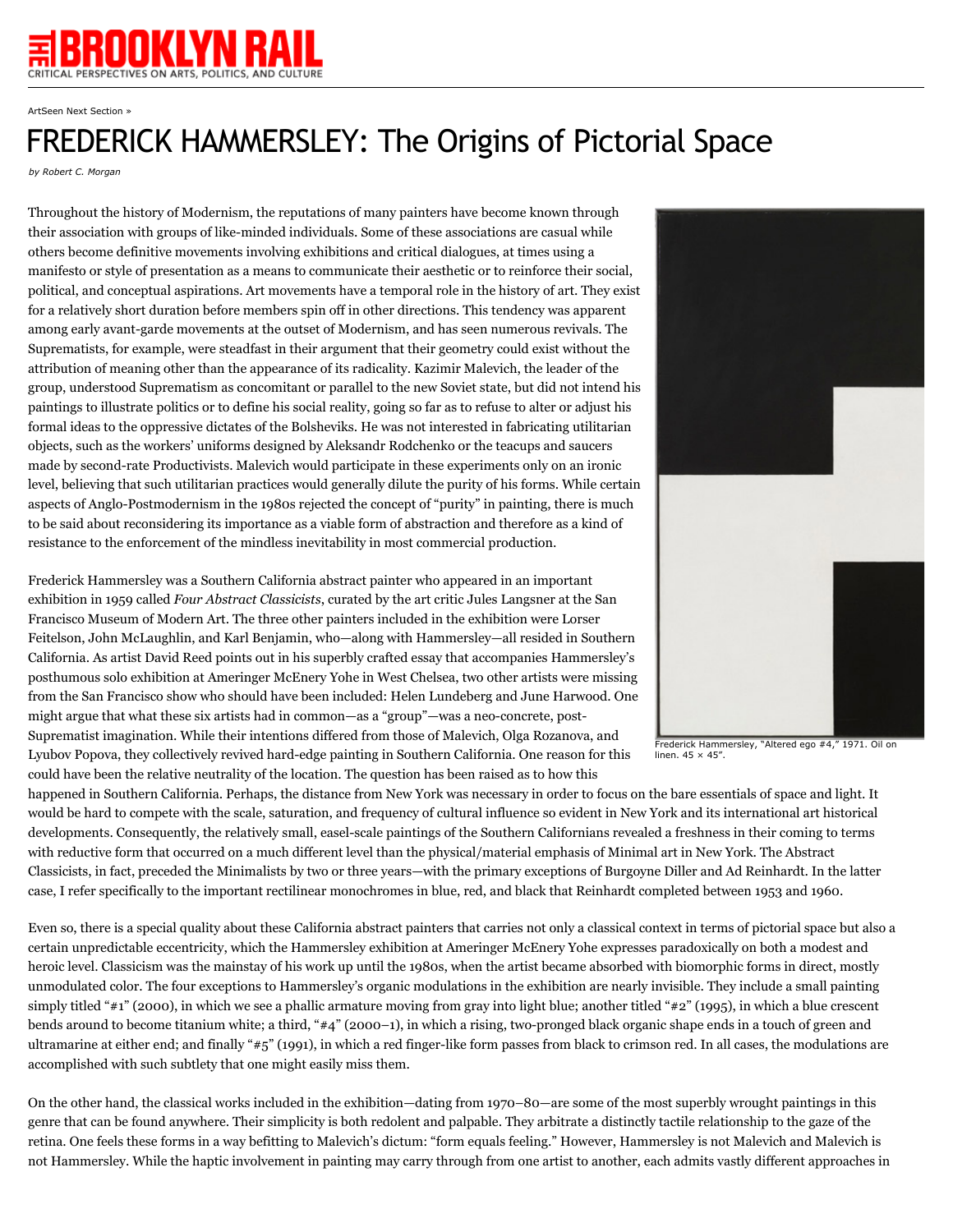ArtSeen Next Section »

# FREDERICK HAMMERSLEY: The Origins of Pictorial Space

*by Robert C. Morgan*

Throughout the history of Modernism, the reputations of many painters have become known through their association with groups of like-minded individuals. Some of these associations are casual while others become definitive movements involving exhibitions and critical dialogues, at times using a manifesto or style of presentation as a means to communicate their aesthetic or to reinforce their social, political, and conceptual aspirations. Art movements have a temporal role in the history of art. They exist for a relatively short duration before members spin off in other directions. This tendency was apparent among early avant-garde movements at the outset of Modernism, and has seen numerous revivals. The Suprematists, for example, were steadfast in their argument that their geometry could exist without the attribution of meaning other than the appearance of its radicality. Kazimir Malevich, the leader of the group, understood Suprematism as concomitant or parallel to the new Soviet state, but did not intend his paintings to illustrate politics or to define his social reality, going so far as to refuse to alter or adjust his formal ideas to the oppressive dictates of the Bolsheviks. He was not interested in fabricating utilitarian objects, such as the workers' uniforms designed by Aleksandr Rodchenko or the teacups and saucers made by second-rate Productivists. Malevich would participate in these experiments only on an ironic level, believing that such utilitarian practices would generally dilute the purity of his forms. While certain aspects of Anglo-Postmodernism in the 1980s rejected the concept of "purity" in painting, there is much to be said about reconsidering its importance as a viable form of abstraction and therefore as a kind of resistance to the enforcement of the mindless inevitability in most commercial production.

Frederick Hammersley, "Altered ego #4," 1971. Oil on linen. 45 × 45".

Frederick Hammersley was a Southern California abstract painter who appeared in an important exhibition in 1959 called *Four Abstract Classicists*, curated by the art critic Jules Langsner at the San Francisco Museum of Modern Art. The three other painters included in the exhibition were Lorser Feitelson, John McLaughlin, and Karl Benjamin, who—along with Hammersley—all resided in Southern California. As artist David Reed points out in his superbly crafted essay that accompanies Hammersley's posthumous solo exhibition at Ameringer McEnery Yohe in West Chelsea, two other artists were missing from the San Francisco show who should have been included: Helen Lundeberg and June Harwood. One might argue that what these six artists had in common—as a "group"—was a neo-concrete, post-Suprematist imagination. While their intentions differed from those of Malevich, Olga Rozanova, and Lyubov Popova, they collectively revived hard-edge painting in Southern California. One reason for this could have been the relative neutrality of the location. The question has been raised as to how this happened in Southern California. Perhaps, the distance from New York was necessary in order to focus on the bare essentials of space and light. It would be hard to compete with the scale, saturation, and frequency of cultural influence so evident in New York and its international art historical developments. Consequently, the relatively small, easel-scale paintings of the Southern Californians revealed a freshness in their coming to terms with reductive form that occurred on a much different level than the physical/material emphasis of Minimal art in New York. The Abstract Classicists, in fact, preceded the Minimalists by two or three years—with the primary exceptions of Burgoyne Diller and Ad Reinhardt. In the latter case, I refer specifically to the important rectilinear monochromes in blue, red, and black that Reinhardt completed between 1953 and 1960.

Even so, there is a special quality about these California abstract painters that carries not only a classical context in terms of pictorial space but also a certain unpredictable eccentricity, which the Hammersley exhibition at Ameringer McEnery Yohe expresses paradoxically on both a modest and heroic level. Classicism was the mainstay of his work up until the 1980s, when the artist became absorbed with biomorphic forms in direct, mostly unmodulated color. The four exceptions to Hammersley's organic modulations in the exhibition are nearly invisible. They include a small painting simply titled "#1" (2000), in which we see a phallic armature moving from gray into light blue; another titled "#2" (1995), in which a blue crescent bends around to become titanium white; a third, "#4" (2000–1), in which a rising, two-pronged black organic shape ends in a touch of green and ultramarine at either end; and finally "#5" (1991), in which a red finger-like form passes from black to crimson red. In all cases, the modulations are accomplished with such subtlety that one might easily miss them.

On the other hand, the classical works included in the exhibition—dating from 1970–80—are some of the most superbly wrought paintings in this genre that can be found anywhere. Their simplicity is both redolent and palpable. They arbitrate a distinctly tactile relationship to the gaze of the retina. One feels these forms in a way befitting to Malevich's dictum: "form equals feeling." However, Hammersley is not Malevich and Malevich is not Hammersley. While the haptic involvement in painting may carry through from one artist to another, each admits vastly different approaches in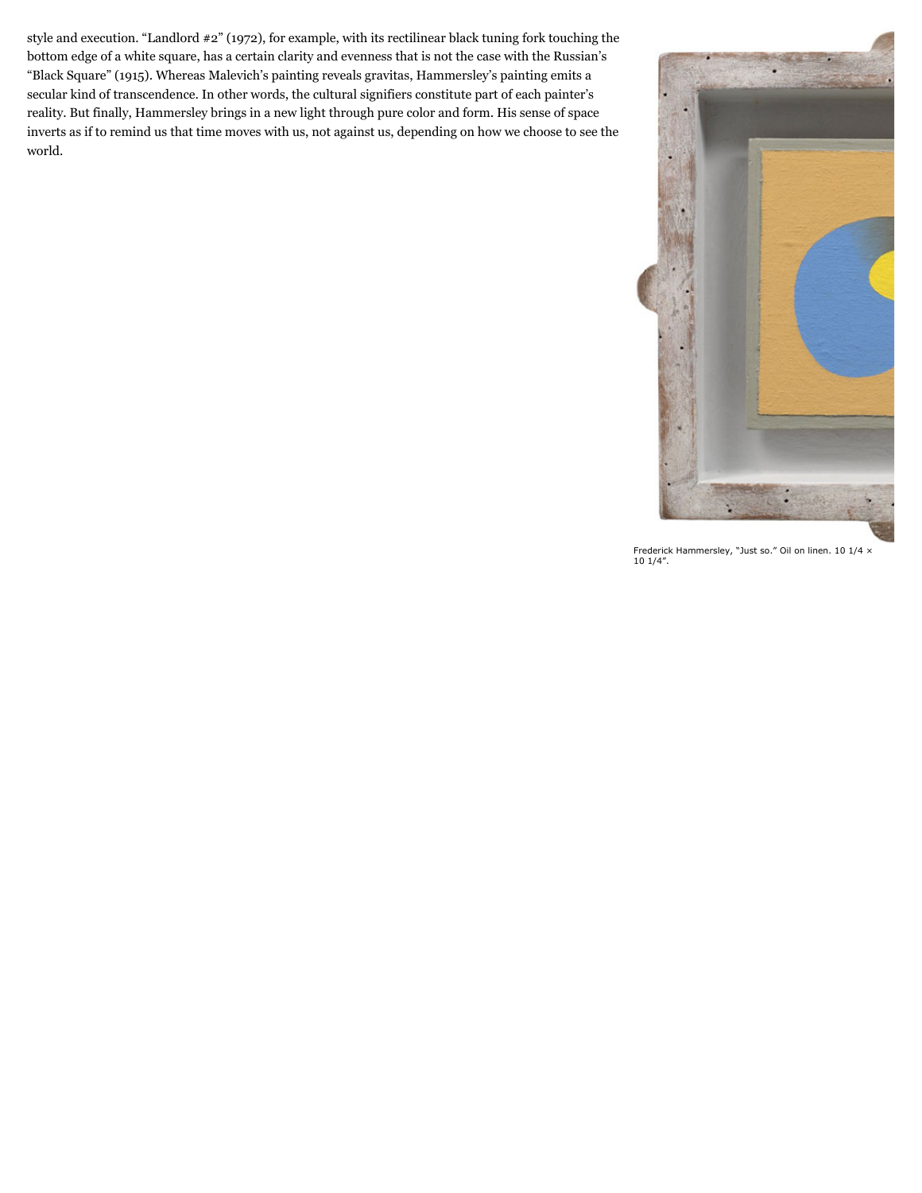style and execution. “Landlord #2” (1972), for example, with its rectilinear black tuning fork touching the bottom edge of a white square, has a certain clarity and evenness that is not the case with the Russian’s “Black Square” (1915). Whereas Malevich’s painting reveals gravitas, Hammersley’s painting emits a secular kind of transcendence. In other words, the cultural signifiers constitute part of each painter’s reality. But finally, Hammersley brings in a new light through pure color and form. His sense of space inverts as if to remind us that time moves with us, not against us, depending on how we choose to see the world.

Frederick Hammersley, “Just so.” Oil on linen. 10 1/4 × 10 1/4”.